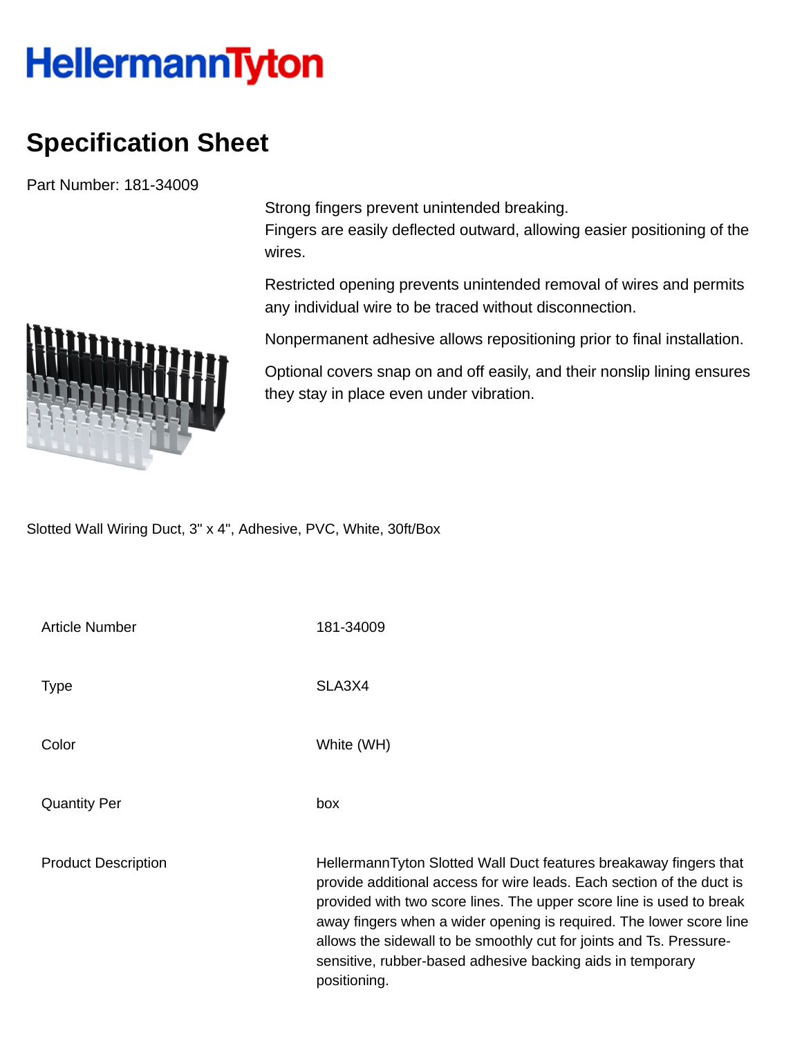HellermannTyton

# Specification Sheet

Part Number: 181-34009

Strong fingers prevent unintended breaking.
Fingers are easily deflected outward, allowing easier positioning of the wires.

Restricted opening prevents unintended removal of wires and permits any individual wire to be traced without disconnection.

Nonpermanent adhesive allows repositioning prior to final installation.

Optional covers snap on and off easily, and their nonslip lining ensures they stay in place even under vibration.

Slotted Wall Wiring Duct, 3" x 4", Adhesive, PVC, White, 30ft/Box

| | |
|---|---|
| Article Number | 181-34009 |
| Type | SLA3X4 |
| Color | White (WH) |
| Quantity Per | box |
| Product Description | HellermannTyton Slotted Wall Duct features breakaway fingers that provide additional access for wire leads. Each section of the duct is provided with two score lines. The upper score line is used to break away fingers when a wider opening is required. The lower score line allows the sidewall to be smoothly cut for joints and Ts. Pressure-sensitive, rubber-based adhesive backing aids in temporary positioning. |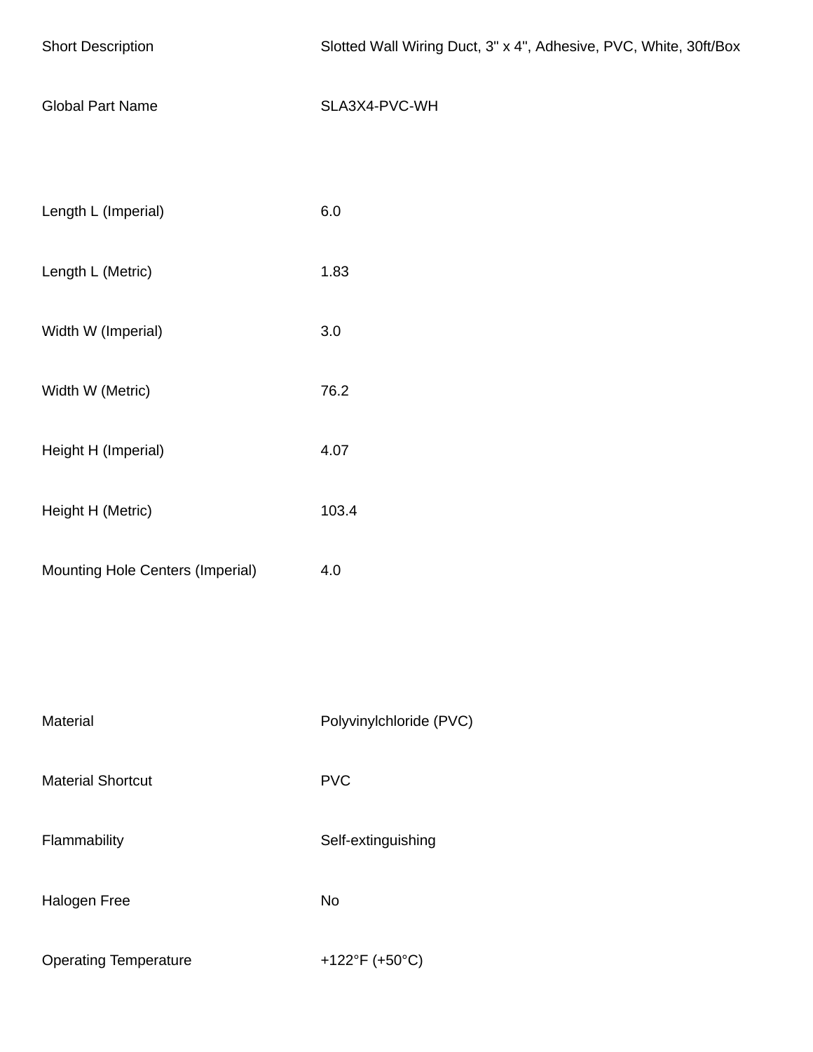| | |
|---|---|
| Short Description | Slotted Wall Wiring Duct, 3" x 4", Adhesive, PVC, White, 30ft/Box |
| Global Part Name | SLA3X4-PVC-WH |
| Length L (Imperial) | 6.0 |
| Length L (Metric) | 1.83 |
| Width W (Imperial) | 3.0 |
| Width W (Metric) | 76.2 |
| Height H (Imperial) | 4.07 |
| Height H (Metric) | 103.4 |
| Mounting Hole Centers (Imperial) | 4.0 |
| Material | Polyvinylchloride (PVC) |
| Material Shortcut | PVC |
| Flammability | Self-extinguishing |
| Halogen Free | No |
| Operating Temperature | +122°F (+50°C) |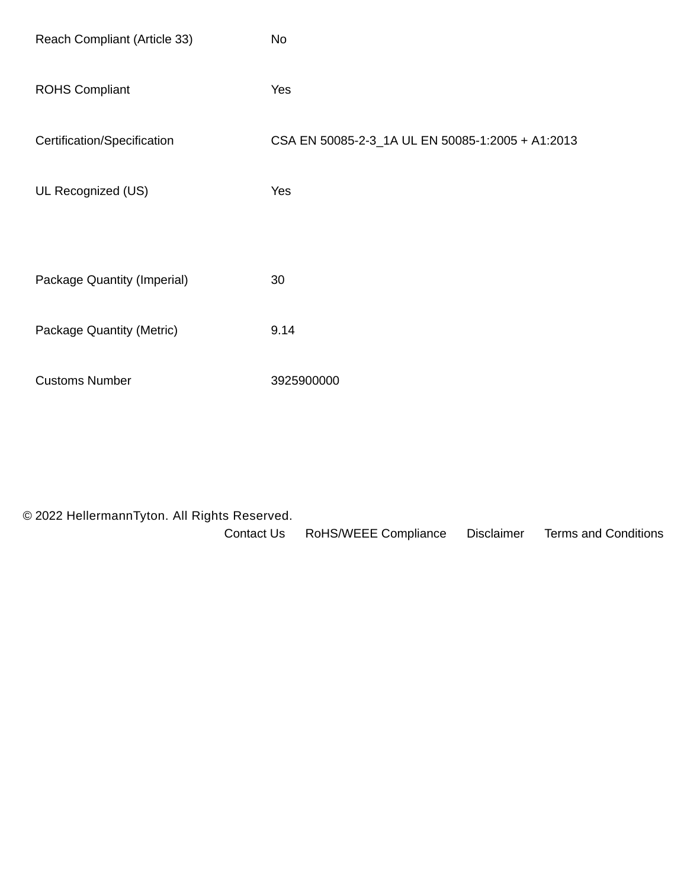| | |
|---|---|
| Reach Compliant (Article 33) | No |
| ROHS Compliant | Yes |
| Certification/Specification | CSA EN 50085-2-3_1A UL EN 50085-1:2005 + A1:2013 |
| UL Recognized (US) | Yes |

| | |
|---|---|
| Package Quantity (Imperial) | 30 |
| Package Quantity (Metric) | 9.14 |
| Customs Number | 3925900000 |

© 2022 HellermannTyton. All Rights Reserved.

Contact Us RoHS/WEEE Compliance Disclaimer Terms and Conditions